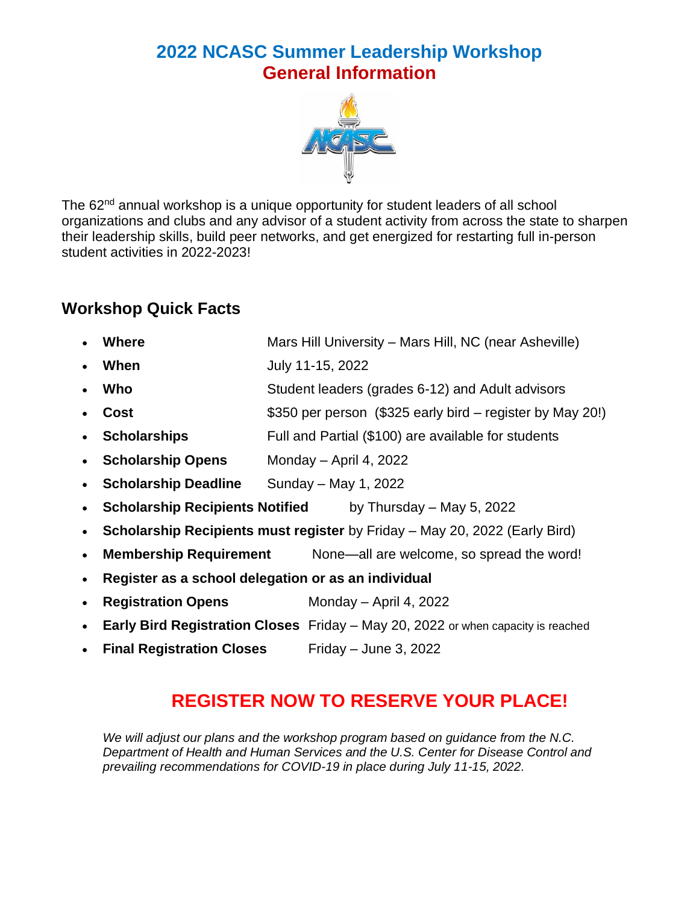# 2022 NCASC Summer Leadership Workshop
# General Information

The 62nd annual workshop is a unique opportunity for student leaders of all school organizations and clubs and any advisor of a student activity from across the state to sharpen their leadership skills, build peer networks, and get energized for restarting full in-person student activities in 2022-2023!

## Workshop Quick Facts

- **Where** Mars Hill University – Mars Hill, NC (near Asheville)
- **When** July 11-15, 2022
- **Who** Student leaders (grades 6-12) and Adult advisors
- **Cost** $350 per person ($325 early bird – register by May 20!)
- **Scholarships** Full and Partial ($100) are available for students
- **Scholarship Opens** Monday – April 4, 2022
- **Scholarship Deadline** Sunday – May 1, 2022
- **Scholarship Recipients Notified** by Thursday – May 5, 2022
- **Scholarship Recipients must register** by Friday – May 20, 2022 (Early Bird)
- **Membership Requirement** None—all are welcome, so spread the word!
- **Register as a school delegation or as an individual**
- **Registration Opens** Monday – April 4, 2022
- **Early Bird Registration Closes** Friday – May 20, 2022 or when capacity is reached
- **Final Registration Closes** Friday – June 3, 2022

## REGISTER NOW TO RESERVE YOUR PLACE!

*We will adjust our plans and the workshop program based on guidance from the N.C. Department of Health and Human Services and the U.S. Center for Disease Control and prevailing recommendations for COVID-19 in place during July 11-15, 2022.*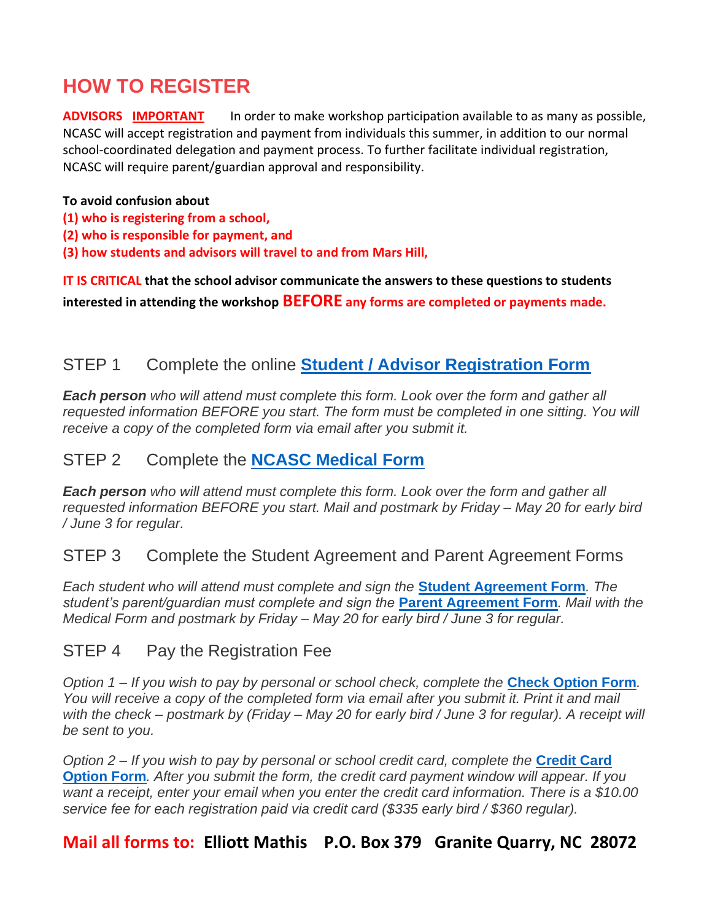# HOW TO REGISTER

**ADVISORS** **IMPORTANT** In order to make workshop participation available to as many as possible, NCASC will accept registration and payment from individuals this summer, in addition to our normal school-coordinated delegation and payment process. To further facilitate individual registration, NCASC will require parent/guardian approval and responsibility.

**To avoid confusion about**
**(1) who is registering from a school,**
**(2) who is responsible for payment, and**
**(3) how students and advisors will travel to and from Mars Hill,**

**IT IS CRITICAL that the school advisor communicate the answers to these questions to students interested in attending the workshop BEFORE any forms are completed or payments made.**

## STEP 1 Complete the online **Student / Advisor Registration Form**

***Each person*** *who will attend must complete this form. Look over the form and gather all requested information BEFORE you start. The form must be completed in one sitting. You will receive a copy of the completed form via email after you submit it.*

## STEP 2 Complete the **NCASC Medical Form**

***Each person*** *who will attend must complete this form. Look over the form and gather all requested information BEFORE you start. Mail and postmark by Friday – May 20 for early bird / June 3 for regular.*

## STEP 3 Complete the Student Agreement and Parent Agreement Forms

*Each student who will attend must complete and sign the* ***Student Agreement Form****. The student's parent/guardian must complete and sign the* ***Parent Agreement Form****. Mail with the Medical Form and postmark by Friday – May 20 for early bird / June 3 for regular.*

## STEP 4 Pay the Registration Fee

*Option 1 – If you wish to pay by personal or school check, complete the* ***Check Option Form****. You will receive a copy of the completed form via email after you submit it. Print it and mail with the check – postmark by (Friday – May 20 for early bird / June 3 for regular). A receipt will be sent to you.*

*Option 2 – If you wish to pay by personal or school credit card, complete the* ***Credit Card Option Form****. After you submit the form, the credit card payment window will appear. If you want a receipt, enter your email when you enter the credit card information. There is a $10.00 service fee for each registration paid via credit card ($335 early bird / $360 regular).*

**Mail all forms to: Elliott Mathis P.O. Box 379 Granite Quarry, NC 28072**